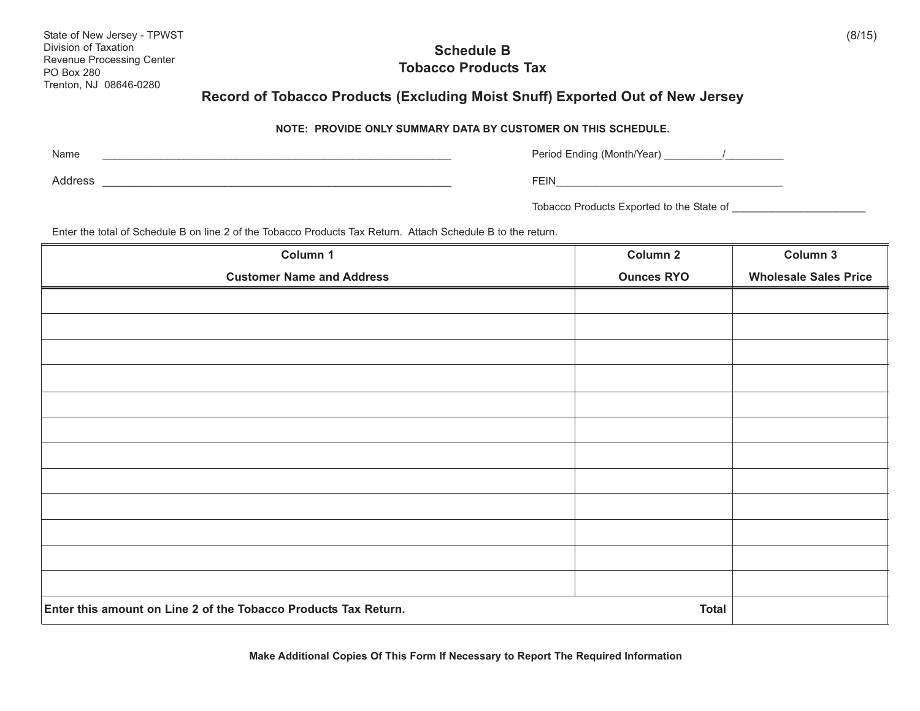State of New Jersey - TPWST
Division of Taxation
Revenue Processing Center
PO Box 280
Trenton, NJ 08646-0280

(8/15)

# Schedule B
# Tobacco Products Tax

## Record of Tobacco Products (Excluding Moist Snuff) Exported Out of New Jersey

**NOTE: PROVIDE ONLY SUMMARY DATA BY CUSTOMER ON THIS SCHEDULE.**

Name ____________________________________________

Address ____________________________________________

Period Ending (Month/Year) _________/_________

FEIN____________________________________

Tobacco Products Exported to the State of ______________________

Enter the total of Schedule B on line 2 of the Tobacco Products Tax Return. Attach Schedule B to the return.

| Column 1<br>Customer Name and Address | Column 2<br>Ounces RYO | Column 3<br>Wholesale Sales Price |
|---|---|---|
| | | |
| | | |
| | | |
| | | |
| | | |
| | | |
| | | |
| | | |
| | | |
| | | |
| | | |
| | | |
| **Enter this amount on Line 2 of the Tobacco Products Tax Return.** | **Total** | |

**Make Additional Copies Of This Form If Necessary to Report The Required Information**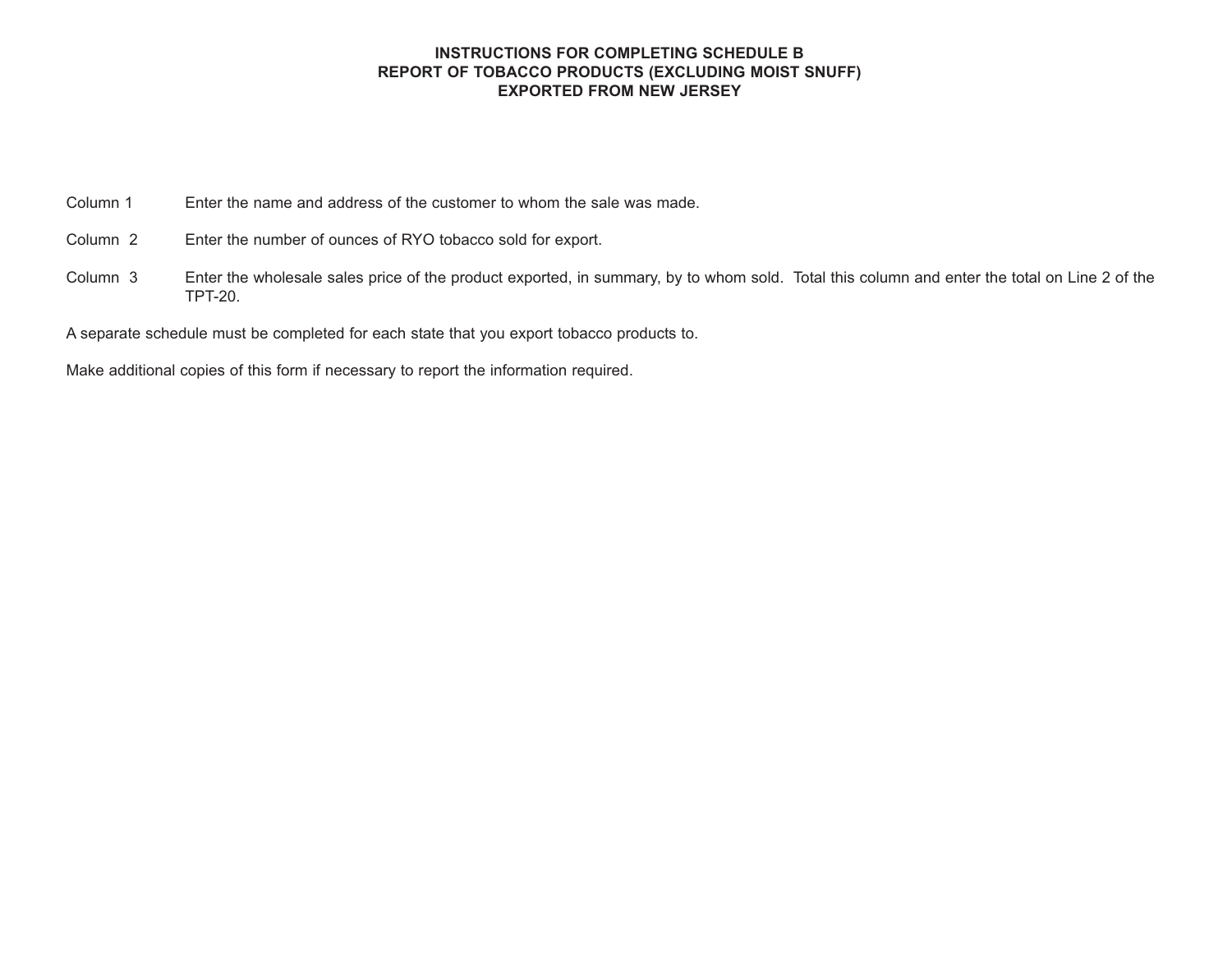# INSTRUCTIONS FOR COMPLETING SCHEDULE B
# REPORT OF TOBACCO PRODUCTS (EXCLUDING MOIST SNUFF)
# EXPORTED FROM NEW JERSEY

Column 1 Enter the name and address of the customer to whom the sale was made.

Column 2 Enter the number of ounces of RYO tobacco sold for export.

Column 3 Enter the wholesale sales price of the product exported, in summary, by to whom sold. Total this column and enter the total on Line 2 of the TPT-20.

A separate schedule must be completed for each state that you export tobacco products to.

Make additional copies of this form if necessary to report the information required.